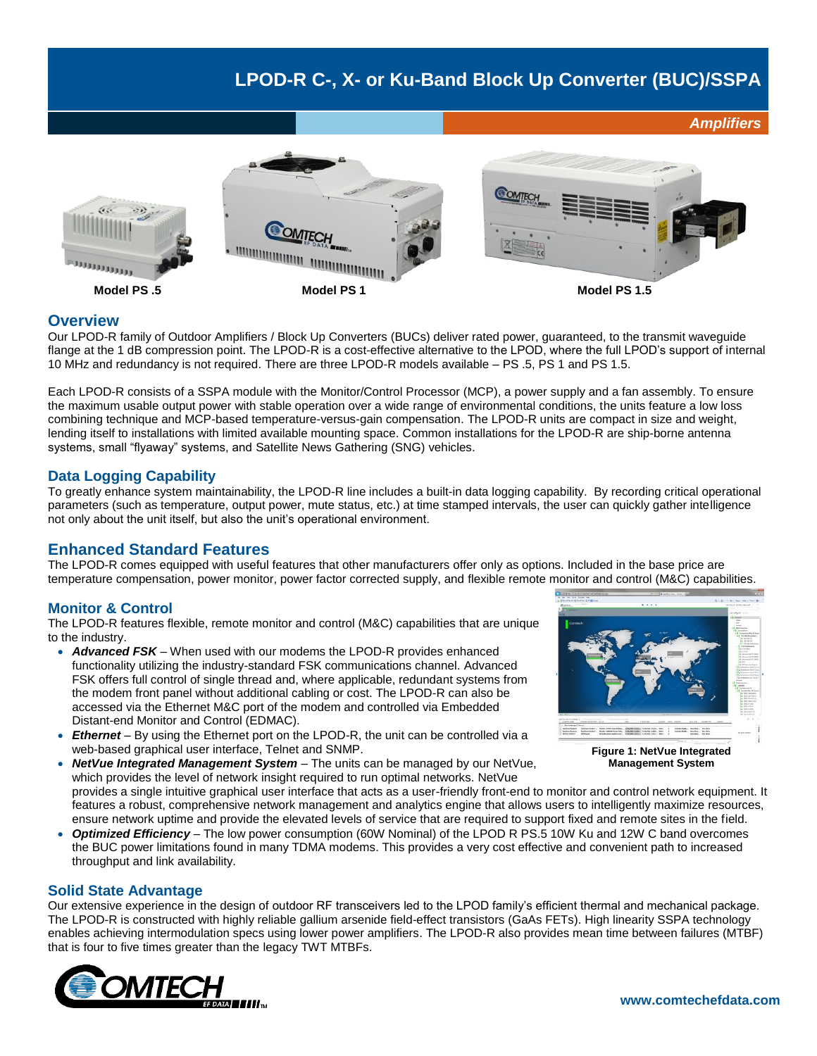# LPOD-R C-, X- or Ku-Band Block Up Converter (BUC)/SSPA

*Amplifiers*

Model PS .5 | Model PS 1 | Model PS 1.5

## Overview

Our LPOD-R family of Outdoor Amplifiers / Block Up Converters (BUCs) deliver rated power, guaranteed, to the transmit waveguide flange at the 1 dB compression point. The LPOD-R is a cost-effective alternative to the LPOD, where the full LPOD's support of internal 10 MHz and redundancy is not required. There are three LPOD-R models available – PS .5, PS 1 and PS 1.5.

Each LPOD-R consists of a SSPA module with the Monitor/Control Processor (MCP), a power supply and a fan assembly. To ensure the maximum usable output power with stable operation over a wide range of environmental conditions, the units feature a low loss combining technique and MCP-based temperature-versus-gain compensation. The LPOD-R units are compact in size and weight, lending itself to installations with limited available mounting space. Common installations for the LPOD-R are ship-borne antenna systems, small "flyaway" systems, and Satellite News Gathering (SNG) vehicles.

## Data Logging Capability

To greatly enhance system maintainability, the LPOD-R line includes a built-in data logging capability. By recording critical operational parameters (such as temperature, output power, mute status, etc.) at time stamped intervals, the user can quickly gather intelligence not only about the unit itself, but also the unit's operational environment.

## Enhanced Standard Features

The LPOD-R comes equipped with useful features that other manufacturers offer only as options. Included in the base price are temperature compensation, power monitor, power factor corrected supply, and flexible remote monitor and control (M&C) capabilities.

## Monitor & Control

The LPOD-R features flexible, remote monitor and control (M&C) capabilities that are unique to the industry.

- ***Advanced FSK*** – When used with our modems the LPOD-R provides enhanced functionality utilizing the industry-standard FSK communications channel. Advanced FSK offers full control of single thread and, where applicable, redundant systems from the modem front panel without additional cabling or cost. The LPOD-R can also be accessed via the Ethernet M&C port of the modem and controlled via Embedded Distant-end Monitor and Control (EDMAC).
- ***Ethernet*** – By using the Ethernet port on the LPOD-R, the unit can be controlled via a web-based graphical user interface, Telnet and SNMP.
- ***NetVue Integrated Management System*** – The units can be managed by our NetVue, which provides the level of network insight required to run optimal networks. NetVue provides a single intuitive graphical user interface that acts as a user-friendly front-end to monitor and control network equipment. It features a robust, comprehensive network management and analytics engine that allows users to intelligently maximize resources, ensure network uptime and provide the elevated levels of service that are required to support fixed and remote sites in the field.
- ***Optimized Efficiency*** – The low power consumption (60W Nominal) of the LPOD R PS.5 10W Ku and 12W C band overcomes the BUC power limitations found in many TDMA modems. This provides a very cost effective and convenient path to increased throughput and link availability.

**Figure 1: NetVue Integrated Management System**

## Solid State Advantage

Our extensive experience in the design of outdoor RF transceivers led to the LPOD family's efficient thermal and mechanical package. The LPOD-R is constructed with highly reliable gallium arsenide field-effect transistors (GaAs FETs). High linearity SSPA technology enables achieving intermodulation specs using lower power amplifiers. The LPOD-R also provides mean time between failures (MTBF) that is four to five times greater than the legacy TWT MTBFs.

www.comtechefdata.com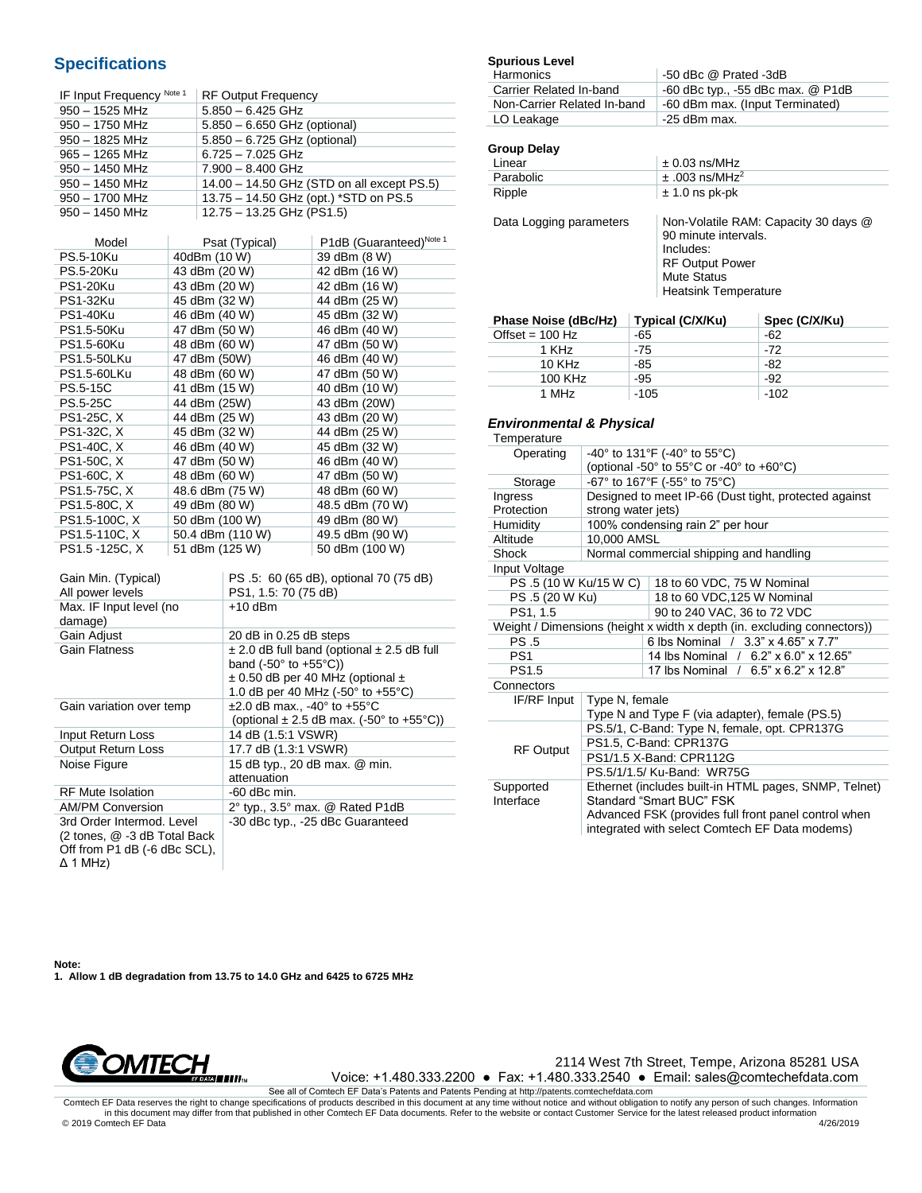## Specifications

| IF Input Frequency [Note 1] | RF Output Frequency |
|---|---|
| 950 – 1525 MHz | 5.850 – 6.425 GHz |
| 950 – 1750 MHz | 5.850 – 6.650 GHz (optional) |
| 950 – 1825 MHz | 5.850 – 6.725 GHz (optional) |
| 965 – 1265 MHz | 6.725 – 7.025 GHz |
| 950 – 1450 MHz | 7.900 – 8.400 GHz |
| 950 – 1450 MHz | 14.00 – 14.50 GHz (STD on all except PS.5) |
| 950 – 1700 MHz | 13.75 – 14.50 GHz (opt.) *STD on PS.5 |
| 950 – 1450 MHz | 12.75 – 13.25 GHz (PS1.5) |

| Model | Psat (Typical) | P1dB (Guaranteed)[Note 1] |
|---|---|---|
| PS.5-10Ku | 40dBm (10 W) | 39 dBm (8 W) |
| PS.5-20Ku | 43 dBm (20 W) | 42 dBm (16 W) |
| PS1-20Ku | 43 dBm (20 W) | 42 dBm (16 W) |
| PS1-32Ku | 45 dBm (32 W) | 44 dBm (25 W) |
| PS1-40Ku | 46 dBm (40 W) | 45 dBm (32 W) |
| PS1.5-50Ku | 47 dBm (50 W) | 46 dBm (40 W) |
| PS1.5-60Ku | 48 dBm (60 W) | 47 dBm (50 W) |
| PS1.5-50LKu | 47 dBm (50W) | 46 dBm (40 W) |
| PS1.5-60LKu | 48 dBm (60 W) | 47 dBm (50 W) |
| PS.5-15C | 41 dBm (15 W) | 40 dBm (10 W) |
| PS.5-25C | 44 dBm (25W) | 43 dBm (20W) |
| PS1-25C, X | 44 dBm (25 W) | 43 dBm (20 W) |
| PS1-32C, X | 45 dBm (32 W) | 44 dBm (25 W) |
| PS1-40C, X | 46 dBm (40 W) | 45 dBm (32 W) |
| PS1-50C, X | 47 dBm (50 W) | 46 dBm (40 W) |
| PS1-60C, X | 48 dBm (60 W) | 47 dBm (50 W) |
| PS1.5-75C, X | 48.6 dBm (75 W) | 48 dBm (60 W) |
| PS1.5-80C, X | 49 dBm (80 W) | 48.5 dBm (70 W) |
| PS1.5-100C, X | 50 dBm (100 W) | 49 dBm (80 W) |
| PS1.5-110C, X | 50.4 dBm (110 W) | 49.5 dBm (90 W) |
| PS1.5 -125C, X | 51 dBm (125 W) | 50 dBm (100 W) |

| | |
|---|---|
| Gain Min. (Typical) All power levels | PS .5: 60 (65 dB), optional 70 (75 dB) PS1, 1.5: 70 (75 dB) |
| Max. IF Input level (no damage) | +10 dBm |
| Gain Adjust | 20 dB in 0.25 dB steps |
| Gain Flatness | ± 2.0 dB full band (optional ± 2.5 dB full band (-50° to +55°C)) ± 0.50 dB per 40 MHz (optional ± 1.0 dB per 40 MHz (-50° to +55°C) |
| Gain variation over temp | ±2.0 dB max., -40° to +55°C (optional ± 2.5 dB max. (-50° to +55°C)) |
| Input Return Loss | 14 dB (1.5:1 VSWR) |
| Output Return Loss | 17.7 dB (1.3:1 VSWR) |
| Noise Figure | 15 dB typ., 20 dB max. @ min. attenuation |
| RF Mute Isolation | -60 dBc min. |
| AM/PM Conversion | 2° typ., 3.5° max. @ Rated P1dB |
| 3rd Order Intermod. Level (2 tones, @ -3 dB Total Back Off from P1 dB (-6 dBc SCL), Δ 1 MHz) | -30 dBc typ., -25 dBc Guaranteed |

**Spurious Level**

| | |
|---|---|
| Harmonics | -50 dBc @ Prated -3dB |
| Carrier Related In-band | -60 dBc typ., -55 dBc max. @ P1dB |
| Non-Carrier Related In-band | -60 dBm max. (Input Terminated) |
| LO Leakage | -25 dBm max. |

**Group Delay**

| | |
|---|---|
| Linear | ± 0.03 ns/MHz |
| Parabolic | ± .003 ns/MHz$^2$ |
| Ripple | ± 1.0 ns pk-pk |
| Data Logging parameters | Non-Volatile RAM: Capacity 30 days @ 90 minute intervals. Includes: RF Output Power, Mute Status, Heatsink Temperature |

| Phase Noise (dBc/Hz) | Typical (C/X/Ku) | Spec (C/X/Ku) |
|---|---|---|
| Offset = 100 Hz | -65 | -62 |
| 1 KHz | -75 | -72 |
| 10 KHz | -85 | -82 |
| 100 KHz | -95 | -92 |
| 1 MHz | -105 | -102 |

### *Environmental & Physical*

| | | |
|---|---|---|
| Temperature | | |
| Operating | -40° to 131°F (-40° to 55°C) (optional -50° to 55°C or -40° to +60°C) | |
| Storage | -67° to 167°F (-55° to 75°C) | |
| Ingress Protection | Designed to meet IP-66 (Dust tight, protected against strong water jets) | |
| Humidity | 100% condensing rain 2" per hour | |
| Altitude | 10,000 AMSL | |
| Shock | Normal commercial shipping and handling | |
| Input Voltage | | |
| PS .5 (10 W Ku/15 W C) | 18 to 60 VDC, 75 W Nominal | |
| PS .5 (20 W Ku) | 18 to 60 VDC,125 W Nominal | |
| PS1, 1.5 | 90 to 240 VAC, 36 to 72 VDC | |
| Weight / Dimensions (height x width x depth (in. excluding connectors)) | | |
| PS .5 | 6 lbs Nominal / 3.3" x 4.65" x 7.7" | |
| PS1 | 14 lbs Nominal / 6.2" x 6.0" x 12.65" | |
| PS1.5 | 17 lbs Nominal / 6.5" x 6.2" x 12.8" | |
| Connectors | | |
| IF/RF Input | Type N, female Type N and Type F (via adapter), female (PS.5) | |
| RF Output | PS.5/1, C-Band: Type N, female, opt. CPR137G | |
| | PS1.5, C-Band: CPR137G | |
| | PS1/1.5 X-Band: CPR112G | |
| | PS.5/1/1.5/ Ku-Band: WR75G | |
| Supported Interface | Ethernet (includes built-in HTML pages, SNMP, Telnet) Standard "Smart BUC" FSK Advanced FSK (provides full front panel control when integrated with select Comtech EF Data modems) | |

**Note:**
**1. Allow 1 dB degradation from 13.75 to 14.0 GHz and 6425 to 6725 MHz**

2114 West 7th Street, Tempe, Arizona 85281 USA
Voice: +1.480.333.2200 ● Fax: +1.480.333.2540 ● Email: sales@comtechefdata.com

See all of Comtech EF Data's Patents and Patents Pending at http://patents.comtechefdata.com

Comtech EF Data reserves the right to change specifications of products described in this document at any time without notice and without obligation to notify any person of such changes. Information in this document may differ from that published in other Comtech EF Data documents. Refer to the website or contact Customer Service for the latest released product information

© 2019 Comtech EF Data 4/26/2019